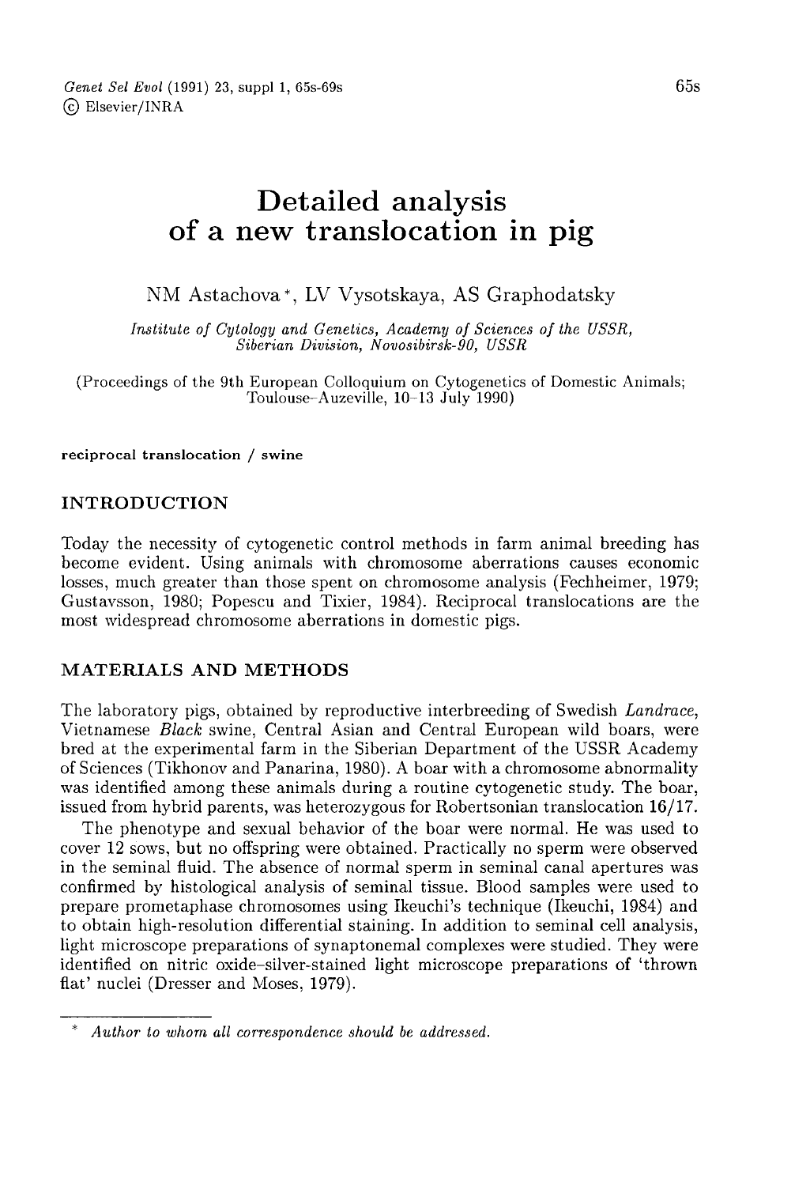# Detailed analysis of a new translocation in pig

NM Astachova *, LV Vysotskaya, AS Graphodatsky

*Institute of Cytology and Genetics, Academy of Sciences of the USSR, Siberian Division, Novosibirsk-90, USSR*

(Proceedings of the 9th European Colloquium on Cytogenetics of Domestic Animals; Toulouse-Auzeville, 10-13 July 1990)

**reciprocal translocation / swine**

## INTRODUCTION

Today the necessity of cytogenetic control methods in farm animal breeding has become evident. Using animals with chromosome aberrations causes economic losses, much greater than those spent on chromosome analysis (Fechheimer, 1979; Gustavsson, 1980; Popescu and Tixier, 1984). Reciprocal translocations are the most widespread chromosome aberrations in domestic pigs.

## MATERIALS AND METHODS

The laboratory pigs, obtained by reproductive interbreeding of Swedish *Landrace*, Vietnamese *Black* swine, Central Asian and Central European wild boars, were bred at the experimental farm in the Siberian Department of the USSR Academy of Sciences (Tikhonov and Panarina, 1980). A boar with a chromosome abnormality was identified among these animals during a routine cytogenetic study. The boar, issued from hybrid parents, was heterozygous for Robertsonian translocation **16/17**.

The phenotype and sexual behavior of the boar were normal. He was used to cover 12 sows, but no offspring were obtained. Practically no sperm were observed in the seminal fluid. The absence of normal sperm in seminal canal apertures was confirmed by histological analysis of seminal tissue. Blood samples were used to prepare prometaphase chromosomes using Ikeuchi's technique (Ikeuchi, 1984) and to obtain high-resolution differential staining. In addition to seminal cell analysis, light microscope preparations of synaptonemal complexes were studied. They were identified on nitric oxide-silver-stained light microscope preparations of 'thrown flat' nuclei (Dresser and Moses, 1979).

\* *Author to whom all correspondence should be addressed.*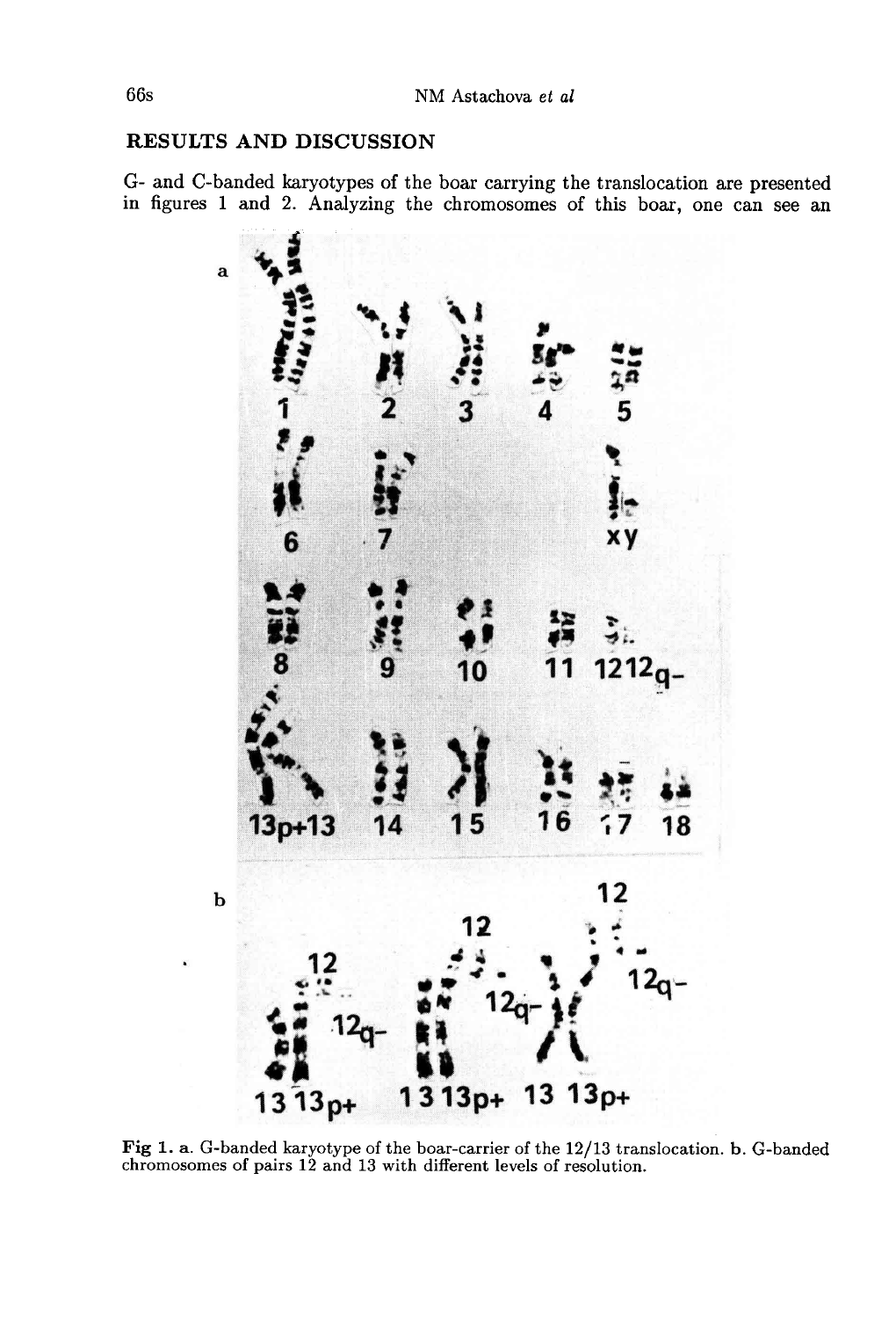## RESULTS AND DISCUSSION

G- and C-banded karyotypes of the boar carrying the translocation are presented in figures 1 and 2. Analyzing the chromosomes of this boar, one can see an

**Fig 1. a.** G-banded karyotype of the boar-carrier of the 12/13 translocation. **b.** G-banded chromosomes of pairs 12 and 13 with different levels of resolution.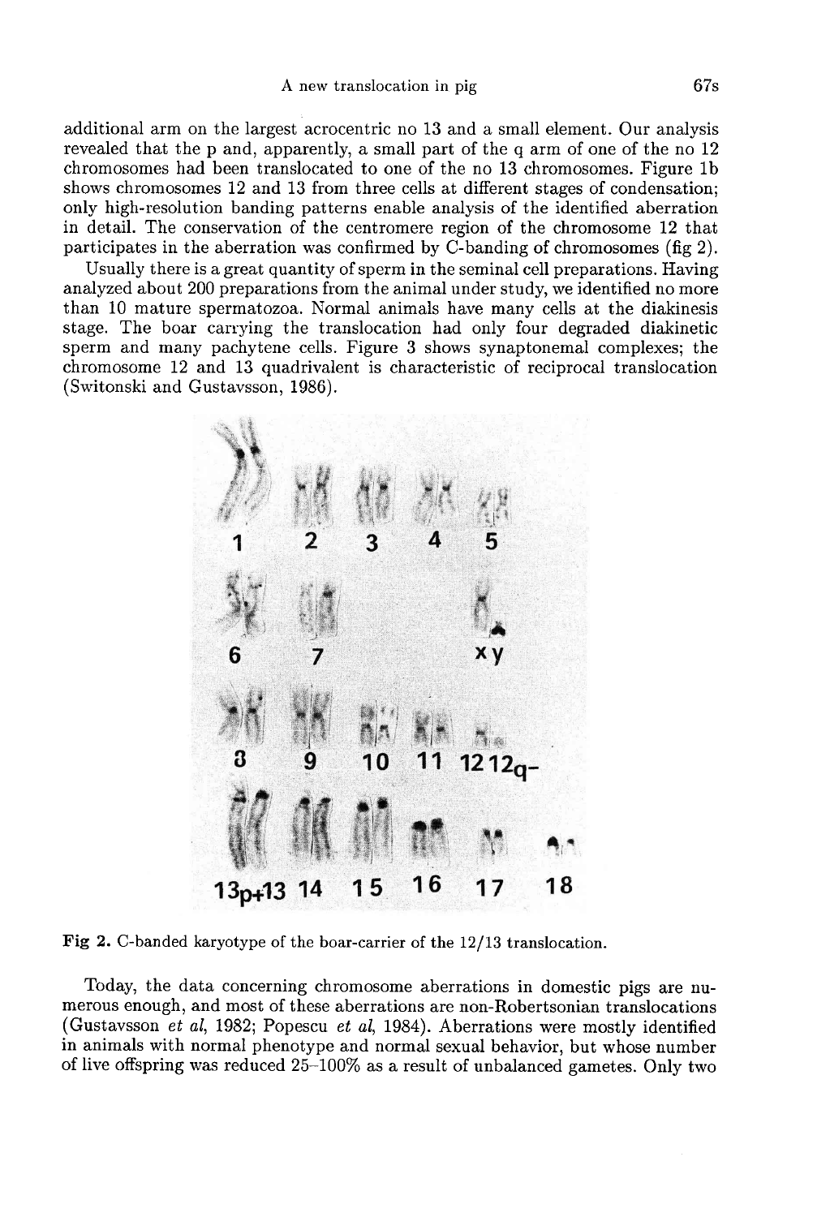additional arm on the largest acrocentric no 13 and a small element. Our analysis revealed that the p and, apparently, a small part of the q arm of one of the no 12 chromosomes had been translocated to one of the no 13 chromosomes. Figure 1b shows chromosomes 12 and 13 from three cells at different stages of condensation; only high-resolution banding patterns enable analysis of the identified aberration in detail. The conservation of the centromere region of the chromosome 12 that participates in the aberration was confirmed by C-banding of chromosomes (fig 2).

Usually there is a great quantity of sperm in the seminal cell preparations. Having analyzed about 200 preparations from the animal under study, we identified no more than 10 mature spermatozoa. Normal animals have many cells at the diakinesis stage. The boar carrying the translocation had only four degraded diakinetic sperm and many pachytene cells. Figure 3 shows synaptonemal complexes; the chromosome 12 and 13 quadrivalent is characteristic of reciprocal translocation (Switonski and Gustavsson, 1986).

**Fig 2.** C-banded karyotype of the boar-carrier of the 12/13 translocation.

Today, the data concerning chromosome aberrations in domestic pigs are numerous enough, and most of these aberrations are non-Robertsonian translocations (Gustavsson *et al*, 1982; Popescu *et al*, 1984). Aberrations were mostly identified in animals with normal phenotype and normal sexual behavior, but whose number of live offspring was reduced 25–100% as a result of unbalanced gametes. Only two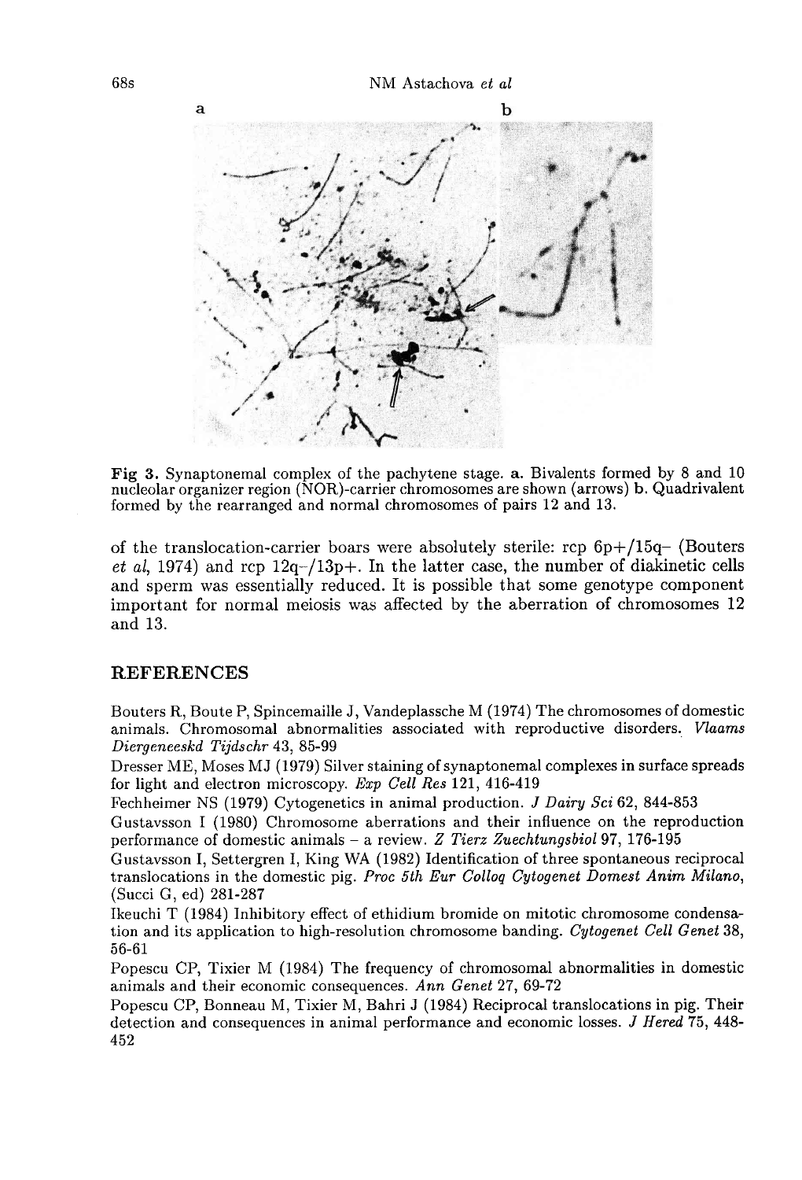Fig 3. Synaptonemal complex of the pachytene stage. a. Bivalents formed by 8 and 10 nucleolar organizer region (NOR)-carrier chromosomes are shown (arrows) b. Quadrivalent formed by the rearranged and normal chromosomes of pairs 12 and 13.

of the translocation-carrier boars were absolutely sterile: rcp 6p+/15q− (Bouters *et al*, 1974) and rcp 12q−/13p+. In the latter case, the number of diakinetic cells and sperm was essentially reduced. It is possible that some genotype component important for normal meiosis was affected by the aberration of chromosomes 12 and 13.

## REFERENCES

Bouters R, Boute P, Spincemaille J, Vandeplassche M (1974) The chromosomes of domestic animals. Chromosomal abnormalities associated with reproductive disorders. *Vlaams Diergeneeskd Tijdschr* 43, 85-99

Dresser ME, Moses MJ (1979) Silver staining of synaptonemal complexes in surface spreads for light and electron microscopy. *Exp Cell Res* 121, 416-419

Fechheimer NS (1979) Cytogenetics in animal production. *J Dairy Sci* 62, 844-853

Gustavsson I (1980) Chromosome aberrations and their influence on the reproduction performance of domestic animals – a review. *Z Tierz Zuechtungsbiol* 97, 176-195

Gustavsson I, Settergren I, King WA (1982) Identification of three spontaneous reciprocal translocations in the domestic pig. *Proc 5th Eur Colloq Cytogenet Domest Anim Milano*, (Succi G, ed) 281-287

Ikeuchi T (1984) Inhibitory effect of ethidium bromide on mitotic chromosome condensation and its application to high-resolution chromosome banding. *Cytogenet Cell Genet* 38, 56-61

Popescu CP, Tixier M (1984) The frequency of chromosomal abnormalities in domestic animals and their economic consequences. *Ann Genet* 27, 69-72

Popescu CP, Bonneau M, Tixier M, Bahri J (1984) Reciprocal translocations in pig. Their detection and consequences in animal performance and economic losses. *J Hered* 75, 448-452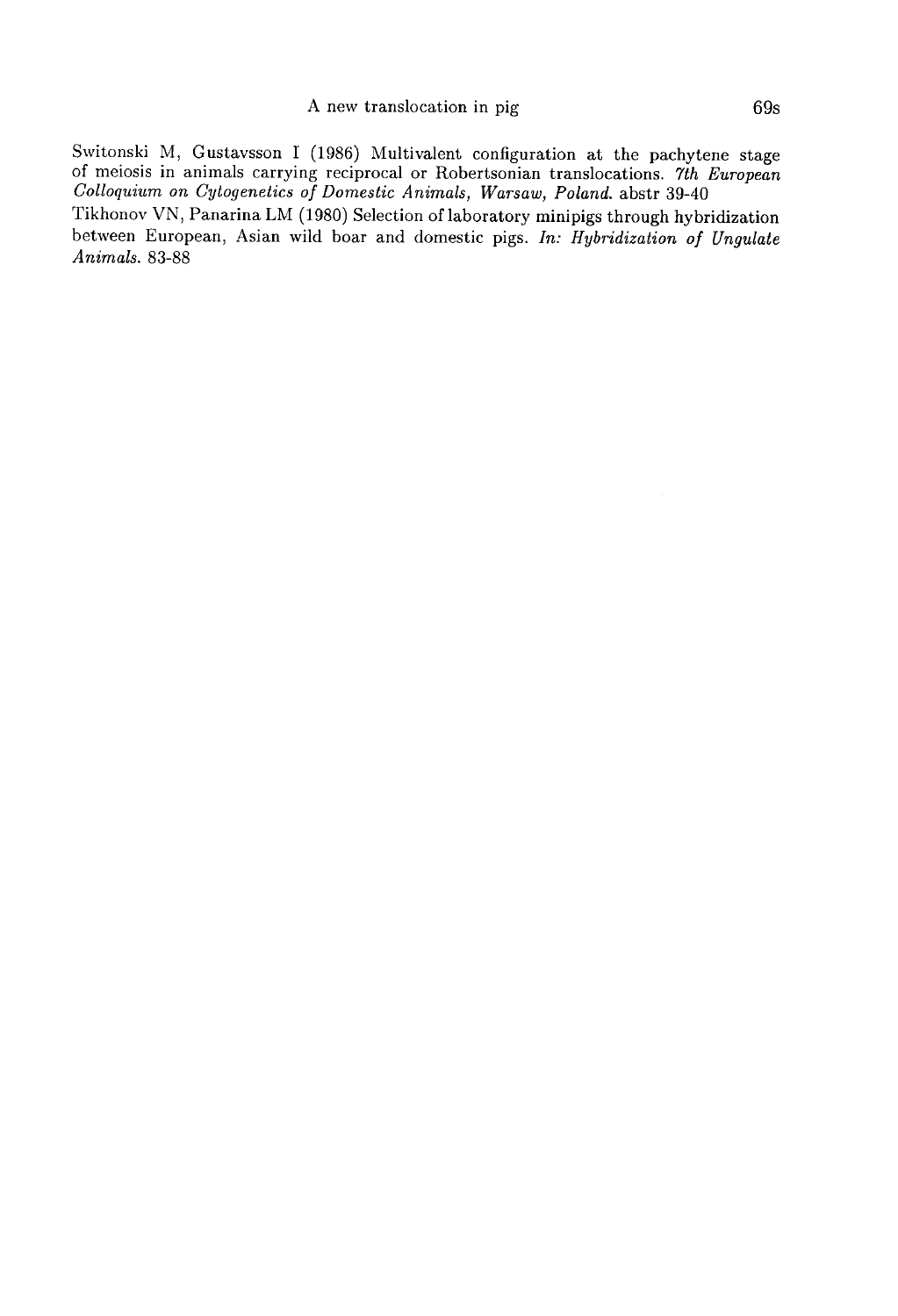Switonski M, Gustavsson I (1986) Multivalent configuration at the pachytene stage of meiosis in animals carrying reciprocal or Robertsonian translocations. *7th European Colloquium on Cytogenetics of Domestic Animals, Warsaw, Poland.* abstr 39-40

Tikhonov VN, Panarina LM (1980) Selection of laboratory minipigs through hybridization between European, Asian wild boar and domestic pigs. *In: Hybridization of Ungulate Animals.* 83-88